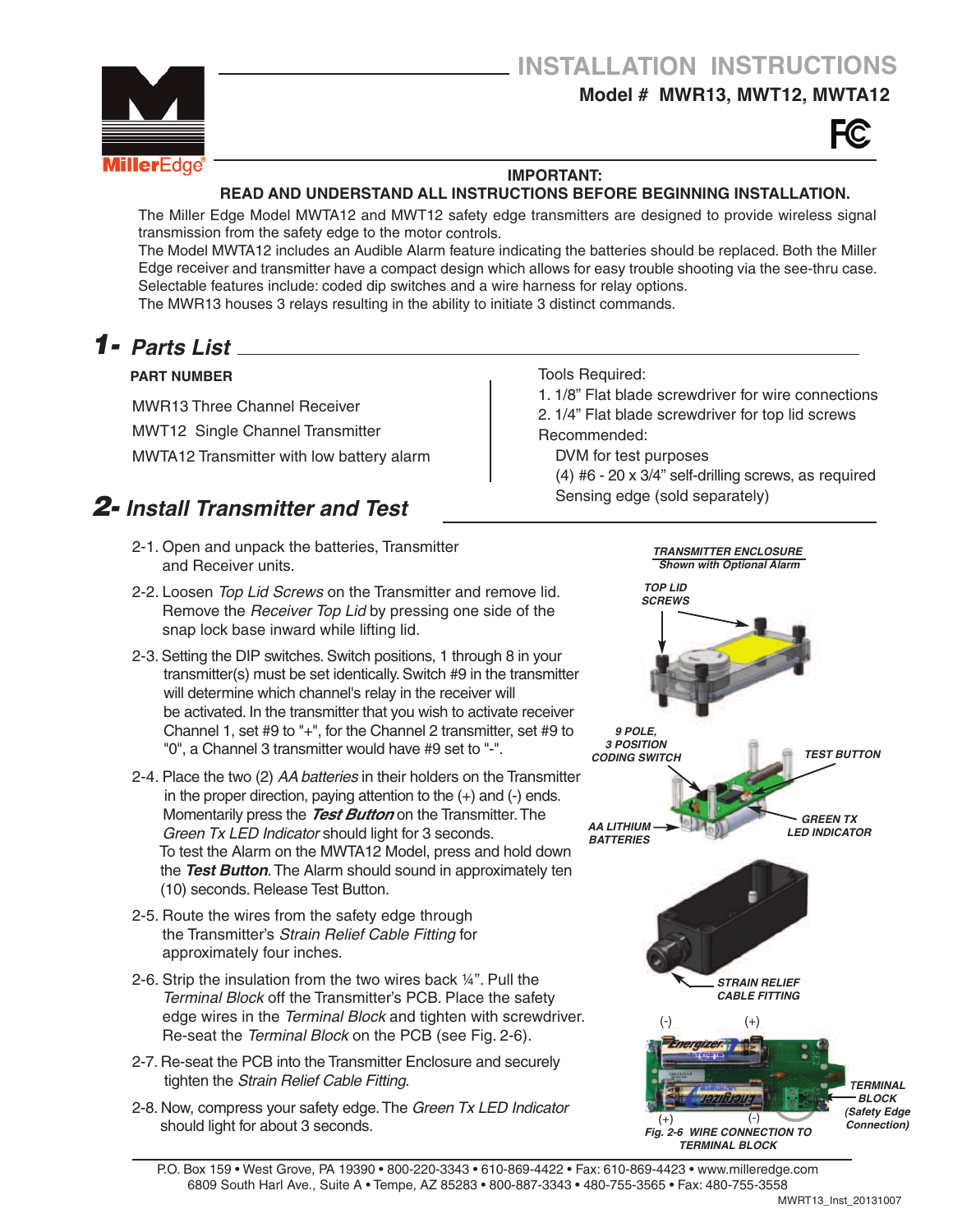# INSTALLATION INSTRUCTIONS

**Model # MWR13, MWT12, MWTA12**

**IMPORTANT:**
**READ AND UNDERSTAND ALL INSTRUCTIONS BEFORE BEGINNING INSTALLATION.**

The Miller Edge Model MWTA12 and MWT12 safety edge transmitters are designed to provide wireless signal transmission from the safety edge to the motor controls.
The Model MWTA12 includes an Audible Alarm feature indicating the batteries should be replaced. Both the Miller Edge receiver and transmitter have a compact design which allows for easy trouble shooting via the see-thru case. Selectable features include: coded dip switches and a wire harness for relay options.
The MWR13 houses 3 relays resulting in the ability to initiate 3 distinct commands.

## 1- Parts List

**PART NUMBER**

MWR13 Three Channel Receiver
MWT12 Single Channel Transmitter
MWTA12 Transmitter with low battery alarm

Tools Required:
1. 1/8" Flat blade screwdriver for wire connections
2. 1/4" Flat blade screwdriver for top lid screws

Recommended:
DVM for test purposes
(4) #6 - 20 x 3/4" self-drilling screws, as required
Sensing edge (sold separately)

## 2- Install Transmitter and Test

2-1. Open and unpack the batteries, Transmitter and Receiver units.

2-2. Loosen *Top Lid Screws* on the Transmitter and remove lid. Remove the *Receiver Top Lid* by pressing one side of the snap lock base inward while lifting lid.

2-3. Setting the DIP switches. Switch positions, 1 through 8 in your transmitter(s) must be set identically. Switch #9 in the transmitter will determine which channel's relay in the receiver will be activated. In the transmitter that you wish to activate receiver Channel 1, set #9 to "+", for the Channel 2 transmitter, set #9 to "0", a Channel 3 transmitter would have #9 set to "-".

2-4. Place the two (2) *AA batteries* in their holders on the Transmitter in the proper direction, paying attention to the (+) and (-) ends. Momentarily press the ***Test Button*** on the Transmitter. The *Green Tx LED Indicator* should light for 3 seconds.
To test the Alarm on the MWTA12 Model, press and hold down the ***Test Button***. The Alarm should sound in approximately ten (10) seconds. Release Test Button.

2-5. Route the wires from the safety edge through the Transmitter's *Strain Relief Cable Fitting* for approximately four inches.

2-6. Strip the insulation from the two wires back ¼". Pull the *Terminal Block* off the Transmitter's PCB. Place the safety edge wires in the *Terminal Block* and tighten with screwdriver. Re-seat the *Terminal Block* on the PCB (see Fig. 2-6).

2-7. Re-seat the PCB into the Transmitter Enclosure and securely tighten the *Strain Relief Cable Fitting*.

2-8. Now, compress your safety edge. The *Green Tx LED Indicator* should light for about 3 seconds.

***TRANSMITTER ENCLOSURE***
***Shown with Optional Alarm***

***TOP LID SCREWS***

***9 POLE, 3 POSITION CODING SWITCH***

***TEST BUTTON***

***AA LITHIUM BATTERIES***

***GREEN TX LED INDICATOR***

***STRAIN RELIEF CABLE FITTING***

***TERMINAL BLOCK (Safety Edge Connection)***

***Fig. 2-6 WIRE CONNECTION TO TERMINAL BLOCK***

P.O. Box 159 • West Grove, PA 19390 • 800-220-3343 • 610-869-4422 • Fax: 610-869-4423 • www.milleredge.com
6809 South Harl Ave., Suite A • Tempe, AZ 85283 • 800-887-3343 • 480-755-3565 • Fax: 480-755-3558

MWRT13_Inst_20131007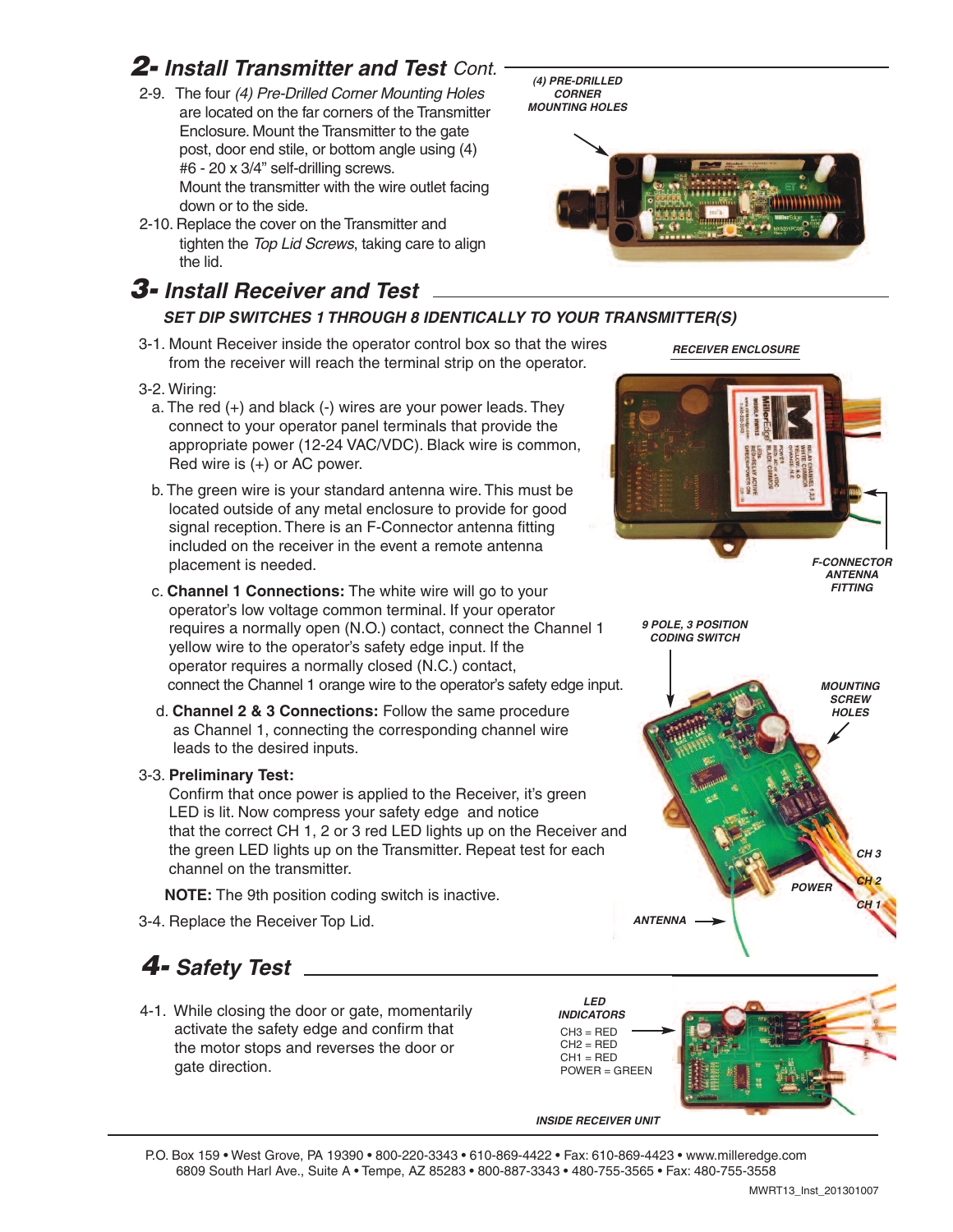## 2- Install Transmitter and Test *Cont.*

2-9. The four *(4) Pre-Drilled Corner Mounting Holes* are located on the far corners of the Transmitter Enclosure. Mount the Transmitter to the gate post, door end stile, or bottom angle using (4) #6 - 20 x 3/4" self-drilling screws.
Mount the transmitter with the wire outlet facing down or to the side.

2-10. Replace the cover on the Transmitter and tighten the *Top Lid Screws*, taking care to align the lid.

***(4) PRE-DRILLED CORNER MOUNTING HOLES***

## 3- Install Receiver and Test

***SET DIP SWITCHES 1 THROUGH 8 IDENTICALLY TO YOUR TRANSMITTER(S)***

3-1. Mount Receiver inside the operator control box so that the wires from the receiver will reach the terminal strip on the operator.

3-2. Wiring:

a. The red (+) and black (-) wires are your power leads. They connect to your operator panel terminals that provide the appropriate power (12-24 VAC/VDC). Black wire is common, Red wire is (+) or AC power.

b. The green wire is your standard antenna wire. This must be located outside of any metal enclosure to provide for good signal reception. There is an F-Connector antenna fitting included on the receiver in the event a remote antenna placement is needed.

c. **Channel 1 Connections:** The white wire will go to your operator's low voltage common terminal. If your operator requires a normally open (N.O.) contact, connect the Channel 1 yellow wire to the operator's safety edge input. If the operator requires a normally closed (N.C.) contact, connect the Channel 1 orange wire to the operator's safety edge input.

d. **Channel 2 & 3 Connections:** Follow the same procedure as Channel 1, connecting the corresponding channel wire leads to the desired inputs.

3-3. **Preliminary Test:**
Confirm that once power is applied to the Receiver, it's green LED is lit. Now compress your safety edge and notice that the correct CH 1, 2 or 3 red LED lights up on the Receiver and the green LED lights up on the Transmitter. Repeat test for each channel on the transmitter.

**NOTE:** The 9th position coding switch is inactive.

3-4. Replace the Receiver Top Lid.

***RECEIVER ENCLOSURE***

***F-CONNECTOR ANTENNA FITTING***

***9 POLE, 3 POSITION CODING SWITCH***

***MOUNTING SCREW HOLES***

***CH 3***

***CH 2***

***CH 1***

***POWER***

***ANTENNA***

## 4- Safety Test

4-1. While closing the door or gate, momentarily activate the safety edge and confirm that the motor stops and reverses the door or gate direction.

***LED INDICATORS***

CH3 = RED
CH2 = RED
CH1 = RED
POWER = GREEN

***INSIDE RECEIVER UNIT***

P.O. Box 159 • West Grove, PA 19390 • 800-220-3343 • 610-869-4422 • Fax: 610-869-4423 • www.milleredge.com
6809 South Harl Ave., Suite A • Tempe, AZ 85283 • 800-887-3343 • 480-755-3565 • Fax: 480-755-3558

MWRT13_Inst_201301007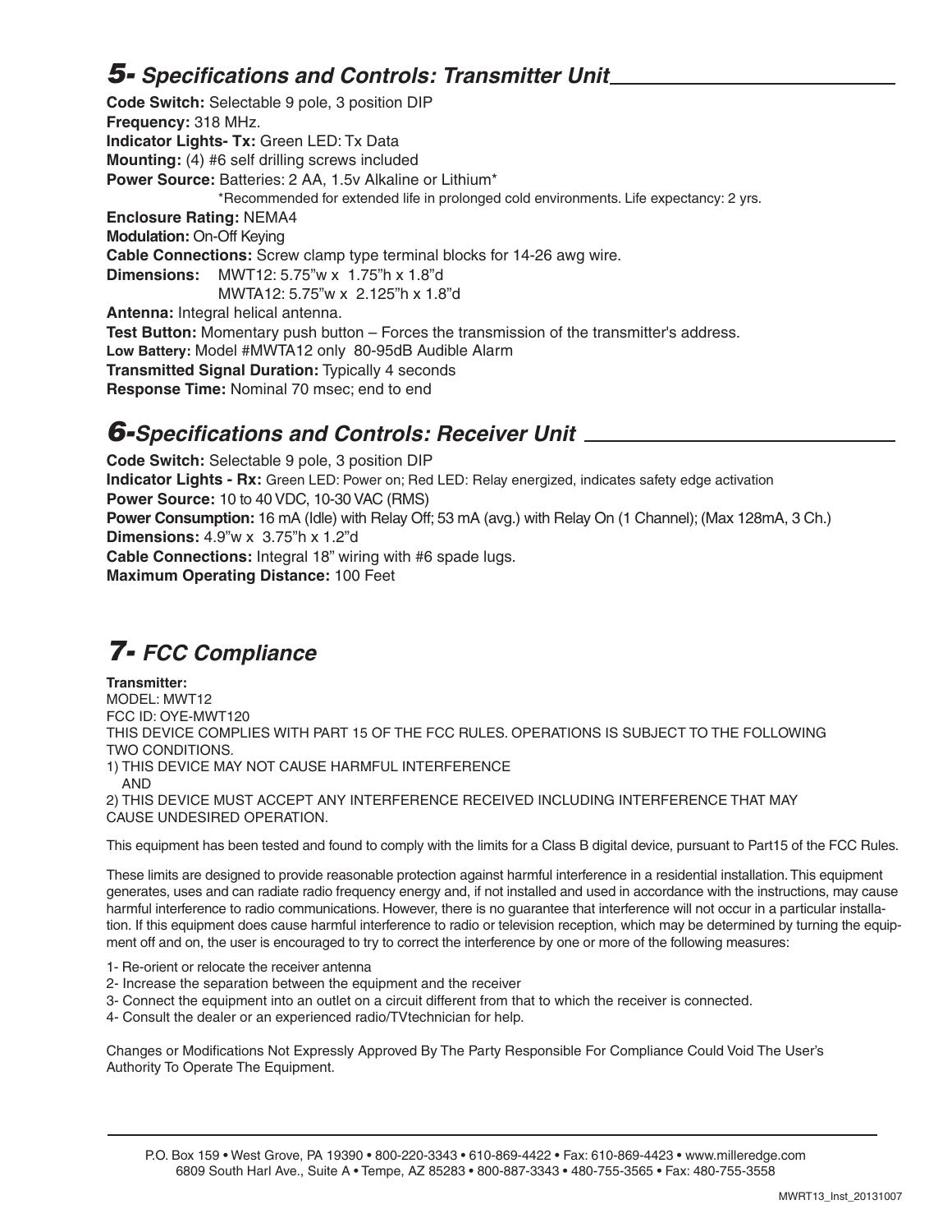## 5- Specifications and Controls: Transmitter Unit

**Code Switch:** Selectable 9 pole, 3 position DIP
**Frequency:** 318 MHz.
**Indicator Lights- Tx:** Green LED: Tx Data
**Mounting:** (4) #6 self drilling screws included
**Power Source:** Batteries: 2 AA, 1.5v Alkaline or Lithium*
*Recommended for extended life in prolonged cold environments. Life expectancy: 2 yrs.
**Enclosure Rating:** NEMA4
**Modulation:** On-Off Keying
**Cable Connections:** Screw clamp type terminal blocks for 14-26 awg wire.
**Dimensions:** MWT12: 5.75"w x 1.75"h x 1.8"d
MWTA12: 5.75"w x 2.125"h x 1.8"d
**Antenna:** Integral helical antenna.
**Test Button:** Momentary push button – Forces the transmission of the transmitter's address.
**Low Battery:** Model #MWTA12 only 80-95dB Audible Alarm
**Transmitted Signal Duration:** Typically 4 seconds
**Response Time:** Nominal 70 msec; end to end

## 6-Specifications and Controls: Receiver Unit

**Code Switch:** Selectable 9 pole, 3 position DIP
**Indicator Lights - Rx:** Green LED: Power on; Red LED: Relay energized, indicates safety edge activation
**Power Source:** 10 to 40 VDC, 10-30 VAC (RMS)
**Power Consumption:** 16 mA (Idle) with Relay Off; 53 mA (avg.) with Relay On (1 Channel); (Max 128mA, 3 Ch.)
**Dimensions:** 4.9"w x 3.75"h x 1.2"d
**Cable Connections:** Integral 18" wiring with #6 spade lugs.
**Maximum Operating Distance:** 100 Feet

## 7- FCC Compliance

**Transmitter:**
MODEL: MWT12
FCC ID: OYE-MWT120
THIS DEVICE COMPLIES WITH PART 15 OF THE FCC RULES. OPERATIONS IS SUBJECT TO THE FOLLOWING TWO CONDITIONS.
1) THIS DEVICE MAY NOT CAUSE HARMFUL INTERFERENCE
AND
2) THIS DEVICE MUST ACCEPT ANY INTERFERENCE RECEIVED INCLUDING INTERFERENCE THAT MAY CAUSE UNDESIRED OPERATION.

This equipment has been tested and found to comply with the limits for a Class B digital device, pursuant to Part15 of the FCC Rules.

These limits are designed to provide reasonable protection against harmful interference in a residential installation. This equipment generates, uses and can radiate radio frequency energy and, if not installed and used in accordance with the instructions, may cause harmful interference to radio communications. However, there is no guarantee that interference will not occur in a particular installation. If this equipment does cause harmful interference to radio or television reception, which may be determined by turning the equipment off and on, the user is encouraged to try to correct the interference by one or more of the following measures:

1- Re-orient or relocate the receiver antenna
2- Increase the separation between the equipment and the receiver
3- Connect the equipment into an outlet on a circuit different from that to which the receiver is connected.
4- Consult the dealer or an experienced radio/TVtechnician for help.

Changes or Modifications Not Expressly Approved By The Party Responsible For Compliance Could Void The User's Authority To Operate The Equipment.

P.O. Box 159 • West Grove, PA 19390 • 800-220-3343 • 610-869-4422 • Fax: 610-869-4423 • www.milleredge.com
6809 South Harl Ave., Suite A • Tempe, AZ 85283 • 800-887-3343 • 480-755-3565 • Fax: 480-755-3558

MWRT13_Inst_20131007